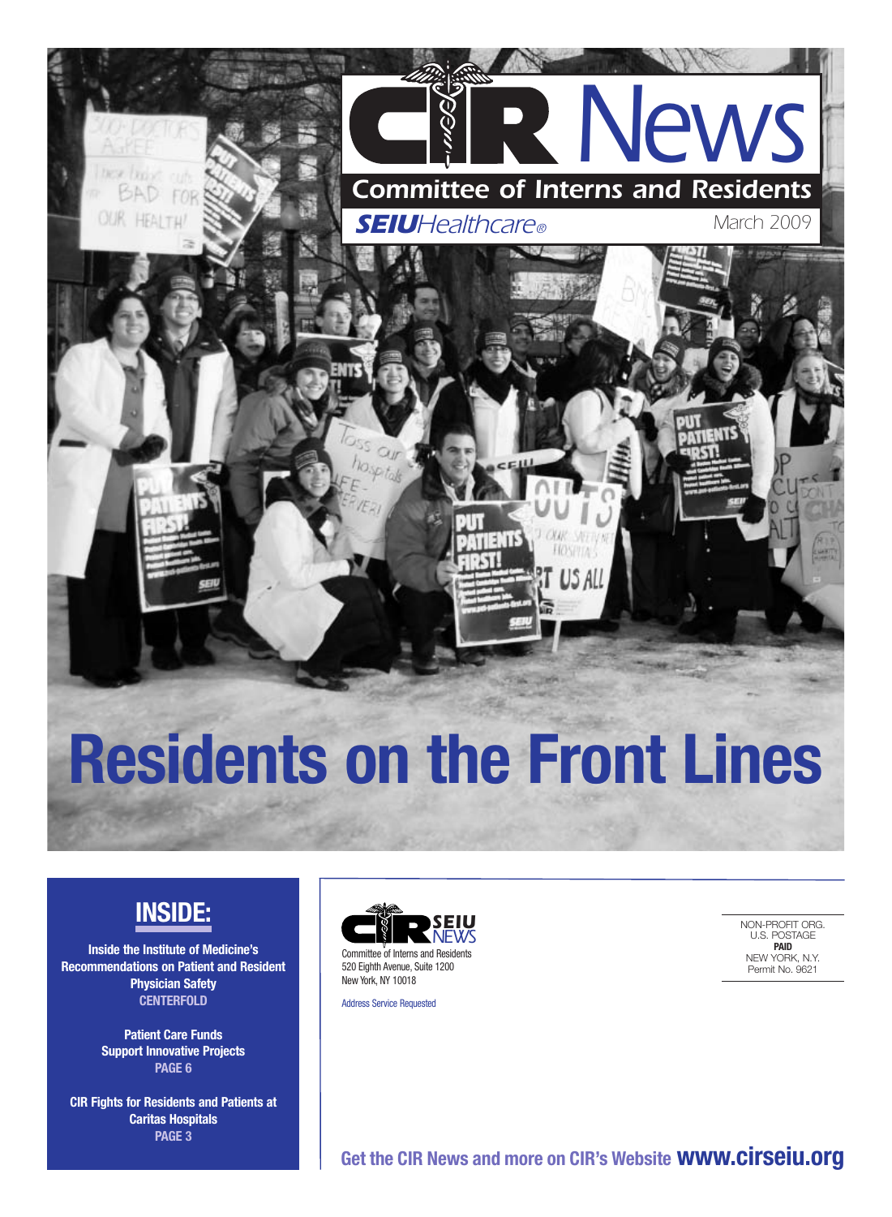# CIR News

## Committee of Interns and Residents

**SEIU**Healthcare®

March 2009

# Residents on the Front Lines

## INSIDE:

**Inside the Institute of Medicine's Recommendations on Patient and Resident Physician Safety**
**CENTERFOLD**

**Patient Care Funds Support Innovative Projects**
**PAGE 6**

**CIR Fights for Residents and Patients at Caritas Hospitals**
**PAGE 3**

CIR SEIU NEWS
Committee of Interns and Residents
520 Eighth Avenue, Suite 1200
New York, NY 10018

Address Service Requested

NON-PROFIT ORG.
U.S. POSTAGE
**PAID**
NEW YORK, N.Y.
Permit No. 9621

**Get the CIR News and more on CIR's Website www.cirseiu.org**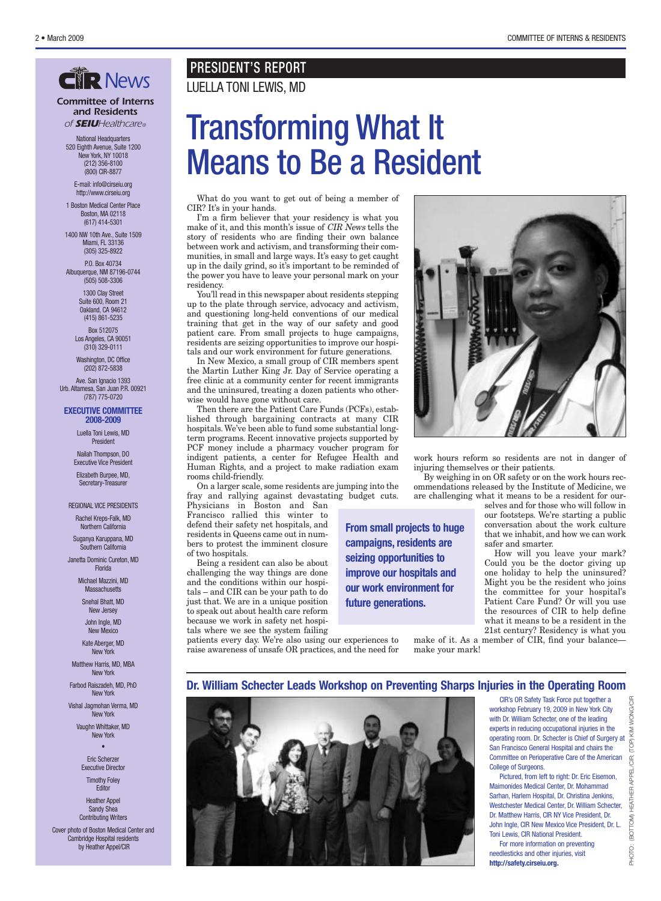# CIR News

***Committee of Interns and Residents***
*of SEIU Healthcare®*

National Headquarters
520 Eighth Avenue, Suite 1200
New York, NY 10018
(212) 356-8100
(800) CIR-8877

E-mail: info@cirseiu.org
http://www.cirseiu.org

1 Boston Medical Center Place
Boston, MA 02118
(617) 414-5301

1400 NW 10th Ave., Suite 1509
Miami, FL 33136
(305) 325-8922

P.O. Box 40734
Albuquerque, NM 87196-0744
(505) 508-3306

1300 Clay Street
Suite 600, Room 21
Oakland, CA 94612
(415) 861-5235

Box 512075
Los Angeles, CA 90051
(310) 329-0111

Washington, DC Office
(202) 872-5838

Ave. San Ignacio 1393
Urb. Altamesa, San Juan P.R. 00921
(787) 775-0720

**EXECUTIVE COMMITTEE 2008-2009**

Luella Toni Lewis, MD
President

Nailah Thompson, DO
Executive Vice President

Elizabeth Burpee, MD,
Secretary-Treasurer

REGIONAL VICE PRESIDENTS

Rachel Kreps-Falk, MD
Northern California

Suganya Karuppana, MD
Southern California

Janetta Dominic Cureton, MD
Florida

Michael Mazzini, MD
Massachusetts

Snehal Bhatt, MD
New Jersey

John Ingle, MD
New Mexico

Kate Aberger, MD
New York

Matthew Harris, MD, MBA
New York

Farbod Raiszadeh, MD, PhD
New York

Vishal Jagmohan Verma, MD
New York

Vaughn Whittaker, MD
New York

•

Eric Scherzer
Executive Director

Timothy Foley
Editor

Heather Appel
Sandy Shea
Contributing Writers

Cover photo of Boston Medical Center and Cambridge Hospital residents by Heather Appel/CIR

## PRESIDENT'S REPORT

LUELLA TONI LEWIS, MD

# Transforming What It Means to Be a Resident

What do you want to get out of being a member of CIR? It's in your hands.

I'm a firm believer that your residency is what you make of it, and this month's issue of *CIR News* tells the story of residents who are finding their own balance between work and activism, and transforming their communities, in small and large ways. It's easy to get caught up in the daily grind, so it's important to be reminded of the power you have to leave your personal mark on your residency.

You'll read in this newspaper about residents stepping up to the plate through service, advocacy and activism, and questioning long-held conventions of our medical training that get in the way of our safety and good patient care. From small projects to huge campaigns, residents are seizing opportunities to improve our hospitals and our work environment for future generations.

In New Mexico, a small group of CIR members spent the Martin Luther King Jr. Day of Service operating a free clinic at a community center for recent immigrants and the uninsured, treating a dozen patients who otherwise would have gone without care.

Then there are the Patient Care Funds (PCFs), established through bargaining contracts at many CIR hospitals. We've been able to fund some substantial long-term programs. Recent innovative projects supported by PCF money include a pharmacy voucher program for indigent patients, a center for Refugee Health and Human Rights, and a project to make radiation exam rooms child-friendly.

On a larger scale, some residents are jumping into the fray and rallying against devastating budget cuts. Physicians in Boston and San Francisco rallied this winter to defend their safety net hospitals, and residents in Queens came out in numbers to protest the imminent closure of two hospitals.

**From small projects to huge campaigns, residents are seizing opportunities to improve our hospitals and our work environment for future generations.**

Being a resident can also be about challenging the way things are done and the conditions within our hospitals – and CIR can be your path to do just that. We are in a unique position to speak out about health care reform because we work in safety net hospitals where we see the system failing patients every day. We're also using our experiences to raise awareness of unsafe OR practices, and the need for work hours reform so residents are not in danger of injuring themselves or their patients.

By weighing in on OR safety or on the work hours recommendations released by the Institute of Medicine, we are challenging what it means to be a resident for ourselves and for those who will follow in our footsteps. We're starting a public conversation about the work culture that we inhabit, and how we can work safer and smarter.

How will you leave your mark? Could you be the doctor giving up one holiday to help the uninsured? Might you be the resident who joins the committee for your hospital's Patient Care Fund? Or will you use the resources of CIR to help define what it means to be a resident in the 21st century? Residency is what you make of it. As a member of CIR, find your balance—make your mark!

## Dr. William Schecter Leads Workshop on Preventing Sharps Injuries in the Operating Room

CIR's OR Safety Task Force put together a workshop February 19, 2009 in New York City with Dr. William Schecter, one of the leading experts in reducing occupational injuries in the operating room. Dr. Schecter is Chief of Surgery at San Francisco General Hospital and chairs the Committee on Perioperative Care of the American College of Surgeons.

Pictured, from left to right: Dr. Eric Eisemon, Maimonides Medical Center, Dr. Mohammad Sarhan, Harlem Hospital, Dr. Christina Jenkins, Westchester Medical Center, Dr. William Schecter, Dr. Matthew Harris, CIR NY Vice President, Dr. John Ingle, CIR New Mexico Vice President, Dr. L. Toni Lewis, CIR National President.

For more information on preventing needlesticks and other injuries, visit **http://safety.cirseiu.org.**

PHOTO: (BOTTOM) HEATHER APPEL/CIR; (TOP) KIM WONG/CIR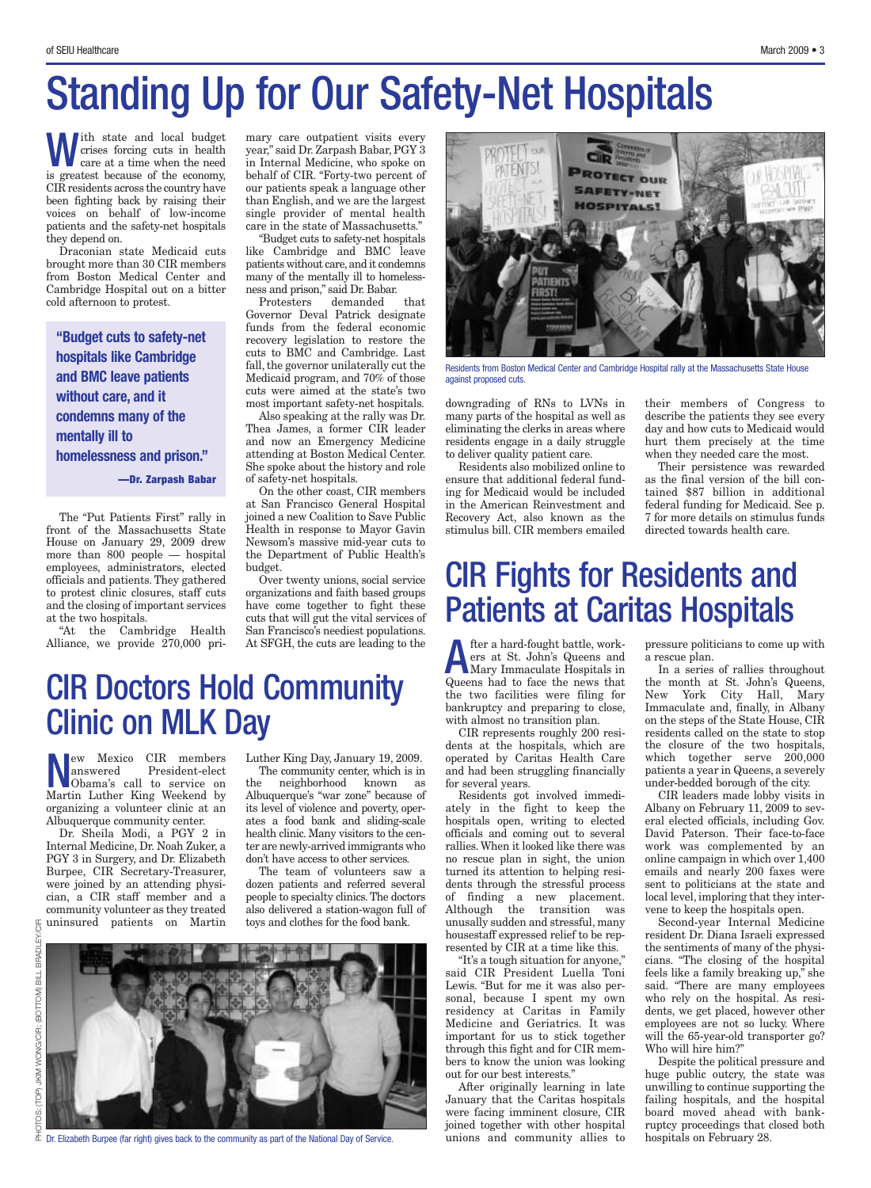# Standing Up for Our Safety-Net Hospitals

With state and local budget crises forcing cuts in health care at a time when the need is greatest because of the economy, CIR residents across the country have been fighting back by raising their voices on behalf of low-income patients and the safety-net hospitals they depend on.

Draconian state Medicaid cuts brought more than 30 CIR members from Boston Medical Center and Cambridge Hospital out on a bitter cold afternoon to protest.

> **"Budget cuts to safety-net hospitals like Cambridge and BMC leave patients without care, and it condemns many of the mentally ill to homelessness and prison."**
>
> **—Dr. Zarpash Babar**

The "Put Patients First" rally in front of the Massachusetts State House on January 29, 2009 drew more than 800 people — hospital employees, administrators, elected officials and patients. They gathered to protest clinic closures, staff cuts and the closing of important services at the two hospitals.

"At the Cambridge Health Alliance, we provide 270,000 primary care outpatient visits every year," said Dr. Zarpash Babar, PGY 3 in Internal Medicine, who spoke on behalf of CIR. "Forty-two percent of our patients speak a language other than English, and we are the largest single provider of mental health care in the state of Massachusetts."

"Budget cuts to safety-net hospitals like Cambridge and BMC leave patients without care, and it condemns many of the mentally ill to homelessness and prison," said Dr. Babar.

Protesters demanded that Governor Deval Patrick designate funds from the federal economic recovery legislation to restore the cuts to BMC and Cambridge. Last fall, the governor unilaterally cut the Medicaid program, and 70% of those cuts were aimed at the state's two most important safety-net hospitals.

Also speaking at the rally was Dr. Thea James, a former CIR leader and now an Emergency Medicine attending at Boston Medical Center. She spoke about the history and role of safety-net hospitals.

On the other coast, CIR members at San Francisco General Hospital joined a new Coalition to Save Public Health in response to Mayor Gavin Newsom's massive mid-year cuts to the Department of Public Health's budget.

Over twenty unions, social service organizations and faith based groups have come together to fight these cuts that will gut the vital services of San Francisco's neediest populations. At SFGH, the cuts are leading to the downgrading of RNs to LVNs in many parts of the hospital as well as eliminating the clerks in areas where residents engage in a daily struggle to deliver quality patient care.

Residents also mobilized online to ensure that additional federal funding for Medicaid would be included in the American Reinvestment and Recovery Act, also known as the stimulus bill. CIR members emailed their members of Congress to describe the patients they see every day and how cuts to Medicaid would hurt them precisely at the time when they needed care the most.

Their persistence was rewarded as the final version of the bill contained $87 billion in additional federal funding for Medicaid. See p. 7 for more details on stimulus funds directed towards health care.

Residents from Boston Medical Center and Cambridge Hospital rally at the Massachusetts State House against proposed cuts.

# CIR Doctors Hold Community Clinic on MLK Day

New Mexico CIR members answered President-elect Obama's call to service on Martin Luther King Weekend by organizing a volunteer clinic at an Albuquerque community center.

Dr. Sheila Modi, a PGY 2 in Internal Medicine, Dr. Noah Zuker, a PGY 3 in Surgery, and Dr. Elizabeth Burpee, CIR Secretary-Treasurer, were joined by an attending physician, a CIR staff member and a community volunteer as they treated uninsured patients on Martin Luther King Day, January 19, 2009.

The community center, which is in the neighborhood known as Albuquerque's "war zone" because of its level of violence and poverty, operates a food bank and sliding-scale health clinic. Many visitors to the center are newly-arrived immigrants who don't have access to other services.

The team of volunteers saw a dozen patients and referred several people to specialty clinics. The doctors also delivered a station-wagon full of toys and clothes for the food bank.

Dr. Elizabeth Burpee (far right) gives back to the community as part of the National Day of Service.

PHOTOS: (TOP) JKM WONG/CIR; (BOTTOM) BILL BRADLEY/CIR

# CIR Fights for Residents and Patients at Caritas Hospitals

After a hard-fought battle, workers at St. John's Queens and Mary Immaculate Hospitals in Queens had to face the news that the two facilities were filing for bankruptcy and preparing to close, with almost no transition plan.

CIR represents roughly 200 residents at the hospitals, which are operated by Caritas Health Care and had been struggling financially for several years.

Residents got involved immediately in the fight to keep the hospitals open, writing to elected officials and coming out to several rallies. When it looked like there was no rescue plan in sight, the union turned its attention to helping residents through the stressful process of finding a new placement. Although the transition was unusually sudden and stressful, many housestaff expressed relief to be represented by CIR at a time like this.

"It's a tough situation for anyone," said CIR President Luella Toni Lewis. "But for me it was also personal, because I spent my own residency at Caritas in Family Medicine and Geriatrics. It was important for us to stick together through this fight and for CIR members to know the union was looking out for our best interests."

After originally learning in late January that the Caritas hospitals were facing imminent closure, CIR joined together with other hospital unions and community allies to pressure politicians to come up with a rescue plan.

In a series of rallies throughout the month at St. John's Queens, New York City Hall, Mary Immaculate and, finally, in Albany on the steps of the State House, CIR residents called on the state to stop the closure of the two hospitals, which together serve 200,000 patients a year in Queens, a severely under-bedded borough of the city.

CIR leaders made lobby visits in Albany on February 11, 2009 to several elected officials, including Gov. David Paterson. Their face-to-face work was complemented by an online campaign in which over 1,400 emails and nearly 200 faxes were sent to politicians at the state and local level, imploring that they intervene to keep the hospitals open.

Second-year Internal Medicine resident Dr. Diana Israeli expressed the sentiments of many of the physicians. "The closing of the hospital feels like a family breaking up," she said. "There are many employees who rely on the hospital. As residents, we get placed, however other employees are not so lucky. Where will the 65-year-old transporter go? Who will hire him?"

Despite the political pressure and huge public outcry, the state was unwilling to continue supporting the failing hospitals, and the hospital board moved ahead with bankruptcy proceedings that closed both hospitals on February 28.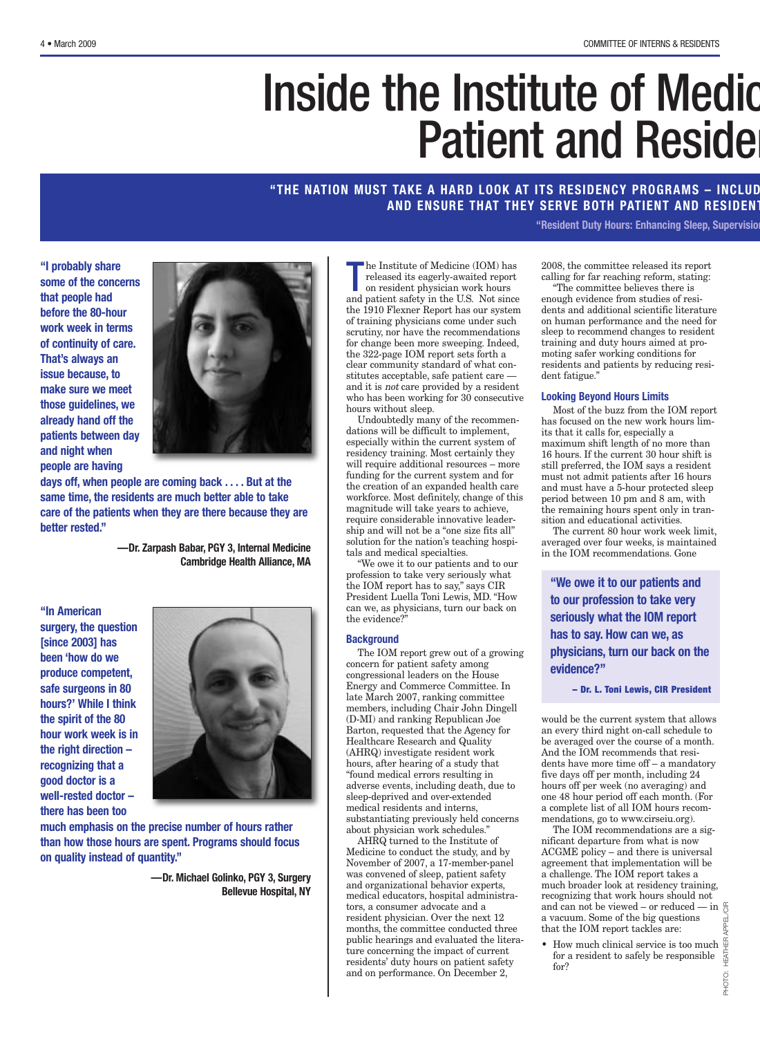# Inside the Institute of Medic Patient and Reside

**"THE NATION MUST TAKE A HARD LOOK AT ITS RESIDENCY PROGRAMS – INCLUD AND ENSURE THAT THEY SERVE BOTH PATIENT AND RESIDENT**

**"Resident Duty Hours: Enhancing Sleep, Supervisio**

**"I probably share some of the concerns that people had before the 80-hour work week in terms of continuity of care. That's always an issue because, to make sure we meet those guidelines, we already hand off the patients between day and night when people are having days off, when people are coming back . . . . But at the same time, the residents are much better able to take care of the patients when they are there because they are better rested."**

**—Dr. Zarpash Babar, PGY 3, Internal Medicine Cambridge Health Alliance, MA**

**"In American surgery, the question [since 2003] has been 'how do we produce competent, safe surgeons in 80 hours?' While I think the spirit of the 80 hour work week is in the right direction – recognizing that a good doctor is a well-rested doctor – there has been too much emphasis on the precise number of hours rather than how those hours are spent. Programs should focus on quality instead of quantity."**

**—Dr. Michael Golinko, PGY 3, Surgery Bellevue Hospital, NY**

The Institute of Medicine (IOM) has released its eagerly-awaited report on resident physician work hours and patient safety in the U.S. Not since the 1910 Flexner Report has our system of training physicians come under such scrutiny, nor have the recommendations for change been more sweeping. Indeed, the 322-page IOM report sets forth a clear community standard of what constitutes acceptable, safe patient care — and it is *not* care provided by a resident who has been working for 30 consecutive hours without sleep.

Undoubtedly many of the recommendations will be difficult to implement, especially within the current system of residency training. Most certainly they will require additional resources – more funding for the current system and for the creation of an expanded health care workforce. Most definitely, change of this magnitude will take years to achieve, require considerable innovative leadership and will not be a "one size fits all" solution for the nation's teaching hospitals and medical specialties.

"We owe it to our patients and to our profession to take very seriously what the IOM report has to say," says CIR President Luella Toni Lewis, MD. "How can we, as physicians, turn our back on the evidence?"

### Background

The IOM report grew out of a growing concern for patient safety among congressional leaders on the House Energy and Commerce Committee. In late March 2007, ranking committee members, including Chair John Dingell (D-MI) and ranking Republican Joe Barton, requested that the Agency for Healthcare Research and Quality (AHRQ) investigate resident work hours, after hearing of a study that "found medical errors resulting in adverse events, including death, due to sleep-deprived and over-extended medical residents and interns, substantiating previously held concerns about physician work schedules."

AHRQ turned to the Institute of Medicine to conduct the study, and by November of 2007, a 17-member-panel was convened of sleep, patient safety and organizational behavior experts, medical educators, hospital administrators, a consumer advocate and a resident physician. Over the next 12 months, the committee conducted three public hearings and evaluated the literature concerning the impact of current residents' duty hours on patient safety and on performance. On December 2, 2008, the committee released its report calling for far reaching reform, stating:

"The committee believes there is enough evidence from studies of residents and additional scientific literature on human performance and the need for sleep to recommend changes to resident training and duty hours aimed at promoting safer working conditions for residents and patients by reducing resident fatigue."

### Looking Beyond Hours Limits

Most of the buzz from the IOM report has focused on the new work hours limits that it calls for, especially a maximum shift length of no more than 16 hours. If the current 30 hour shift is still preferred, the IOM says a resident must not admit patients after 16 hours and must have a 5-hour protected sleep period between 10 pm and 8 am, with the remaining hours spent only in transition and educational activities.

The current 80 hour work week limit, averaged over four weeks, is maintained in the IOM recommendations. Gone would be the current system that allows an every third night on-call schedule to be averaged over the course of a month. And the IOM recommends that residents have more time off – a mandatory five days off per month, including 24 hours off per week (no averaging) and one 48 hour period off each month. (For a complete list of all IOM hours recommendations, go to www.cirseiu.org).

> **"We owe it to our patients and to our profession to take very seriously what the IOM report has to say. How can we, as physicians, turn our back on the evidence?"**
>
> **– Dr. L. Toni Lewis, CIR President**

The IOM recommendations are a significant departure from what is now ACGME policy – and there is universal agreement that implementation will be a challenge. The IOM report takes a much broader look at residency training, recognizing that work hours should not and can not be viewed – or reduced — in a vacuum. Some of the big questions that the IOM report tackles are:

- How much clinical service is too much for a resident to safely be responsible for?

PHOTO: HEATHER APPEL/CIR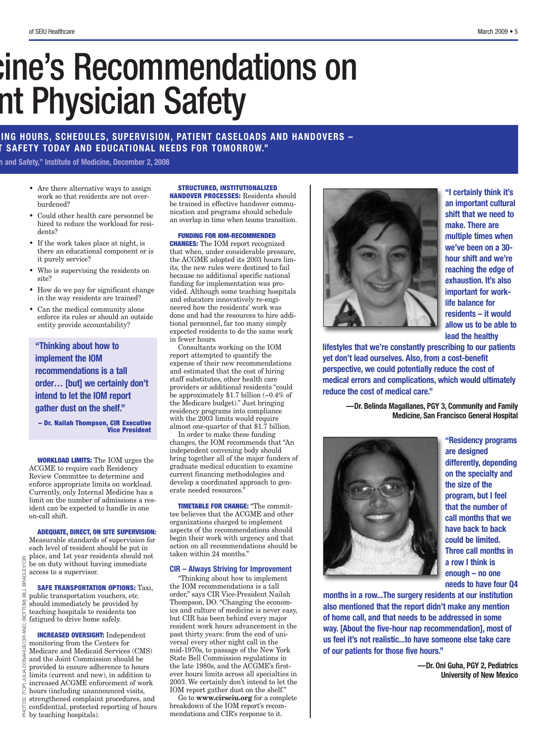# cine's Recommendations on nt Physician Safety

**ING HOURS, SCHEDULES, SUPERVISION, PATIENT CASELOADS AND HANDOVERS – T SAFETY TODAY AND EDUCATIONAL NEEDS FOR TOMORROW."**

**n and Safety," Institute of Medicine, December 2, 2008**

- Are there alternative ways to assign work so that residents are not overburdened?
- Could other health care personnel be hired to reduce the workload for residents?
- If the work takes place at night, is there an educational component or is it purely service?
- Who is supervising the residents on site?
- How do we pay for significant change in the way residents are trained?
- Can the medical community alone enforce its rules or should an outside entity provide accountability?

> **"Thinking about how to implement the IOM recommendations is a tall order… [but] we certainly don't intend to let the IOM report gather dust on the shelf."**
>
> **– Dr. Nailah Thompson, CIR Executive Vice President**

**WORKLOAD LIMITS:** The IOM urges the ACGME to require each Residency Review Committee to determine and enforce appropriate limits on workload. Currently, only Internal Medicine has a limit on the number of admissions a resident can be expected to handle in one on-call shift.

**ADEQUATE, DIRECT, ON SITE SUPERVISION:** Measurable standards of supervision for each level of resident should be put in place, and 1st year residents should not be on duty without having immediate access to a supervisor.

**SAFE TRANSPORTATION OPTIONS:** Taxi, public transportation vouchers, etc. should immediately be provided by teaching hospitals to residents too fatigued to drive home safely.

**INCREASED OVERSIGHT:** Independent monitoring from the Centers for Medicare and Medicaid Services (CMS) and the Joint Commission should be provided to ensure adherence to hours limits (current and new), in addition to increased ACGME enforcement of work hours (including unannounced visits, strengthened complaint procedures, and confidential, protected reporting of hours by teaching hospitals).

**STRUCTURED, INSTITUTIONALIZED HANDOVER PROCESSES:** Residents should be trained in effective handover communication and programs should schedule an overlap in time when teams transition.

**FUNDING FOR IOM-RECOMMENDED CHANGES:** The IOM report recognized that when, under considerable pressure, the ACGME adopted its 2003 hours limits, the new rules were destined to fail because no additional specific national funding for implementation was provided. Although some teaching hospitals and educators innovatively re-engineered how the residents' work was done and had the resources to hire additional personnel, far too many simply expected residents to do the same work in fewer hours.

Consultants working on the IOM report attempted to quantify the expense of their new recommendations and estimated that the cost of hiring staff substitutes, other health care providers or additional residents "could be approximately $1.7 billion (~0.4% of the Medicare budget)." Just bringing residency programs into compliance with the 2003 limits would require almost one-quarter of that $1.7 billion.

In order to make these funding changes, the IOM recommends that "An independent convening body should bring together all of the major funders of graduate medical education to examine current financing methodologies and develop a coordinated approach to generate needed resources."

**TIMETABLE FOR CHANGE:** "The committee believes that the ACGME and other organizations charged to implement aspects of the recommendations should begin their work with urgency and that action on all recommendations should be taken within 24 months."

### CIR – Always Striving for Improvement

"Thinking about how to implement the IOM recommendations is a tall order," says CIR Vice-President Nailah Thompson, DO. "Changing the economics and culture of medicine is never easy, but CIR has been behind every major resident work hours advancement in the past thirty years: from the end of universal every other night call in the mid-1970s, to passage of the New York State Bell Commission regulations in the late 1980s, and the ACGME's first-ever hours limits across all specialties in 2003. We certainly don't intend to let the IOM report gather dust on the shelf."

Go to **www.cirseiu.org** for a complete breakdown of the IOM report's recommendations and CIR's response to it.

> **"I certainly think it's an important cultural shift that we need to make. There are multiple times when we've been on a 30-hour shift and we're reaching the edge of exhaustion. It's also important for work-life balance for residents – it would allow us to be able to lead the healthy lifestyles that we're constantly prescribing to our patients yet don't lead ourselves. Also, from a cost-benefit perspective, we could potentially reduce the cost of medical errors and complications, which would ultimately reduce the cost of medical care."**
>
> **—Dr. Belinda Magallanes, PGY 3, Community and Family Medicine, San Francisco General Hospital**

> **"Residency programs are designed differently, depending on the specialty and the size of the program, but I feel that the number of call months that we have back to back could be limited. Three call months in a row I think is enough – no one needs to have four Q4 months in a row...The surgery residents at our institution also mentioned that the report didn't make any mention of home call, and that needs to be addressed in some way. [About the five-hour nap recommendation], most of us feel it's not realistic...to have someone else take care of our patients for those five hours."**
>
> **—Dr. Oni Guha, PGY 2, Pediatrics University of New Mexico**

PHOTOS: (TOP) JULIA DONAHUE/CIR AND; (BOTTOM) BILL BRADLEY/CIR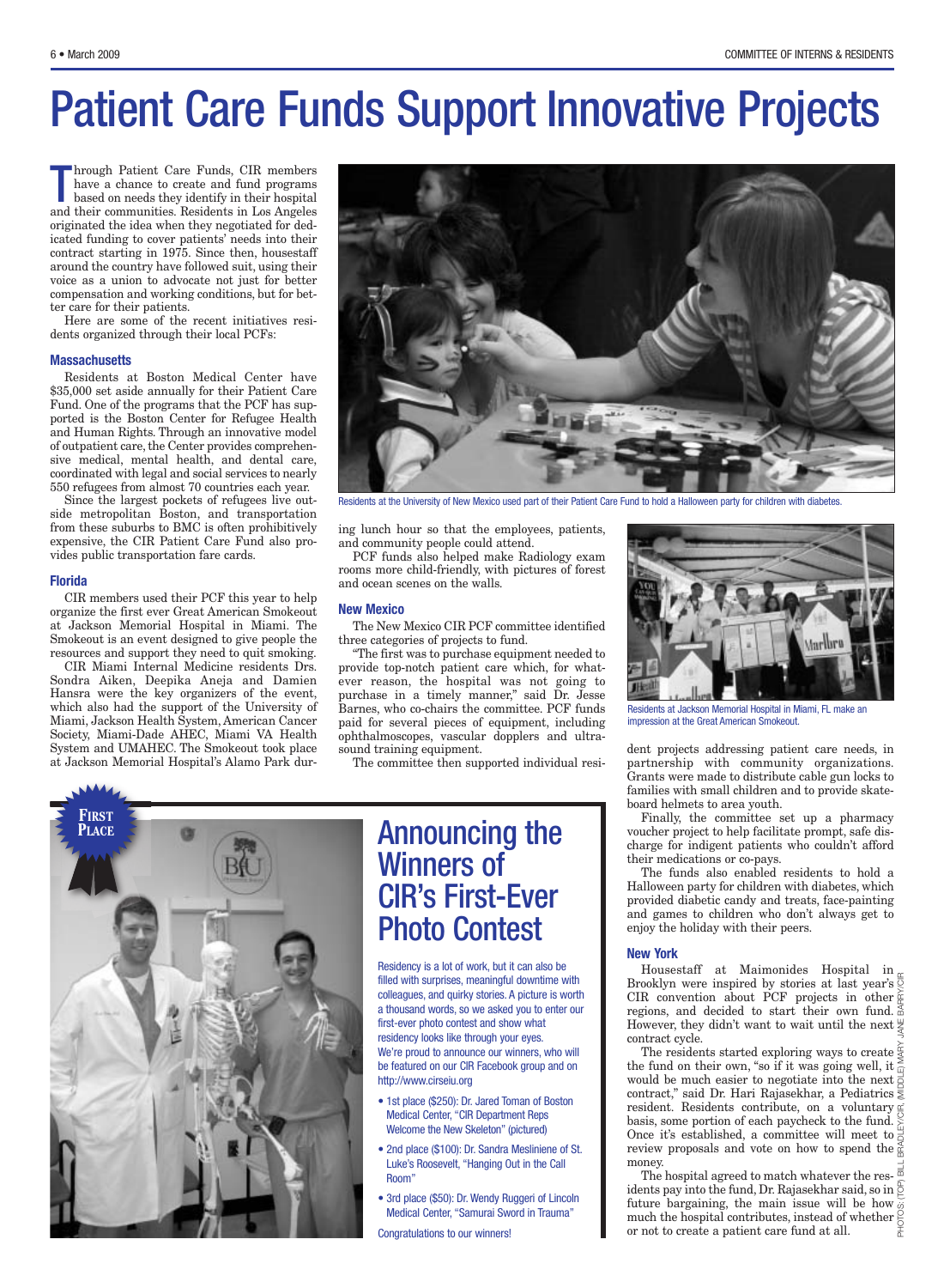# Patient Care Funds Support Innovative Projects

Through Patient Care Funds, CIR members have a chance to create and fund programs based on needs they identify in their hospital and their communities. Residents in Los Angeles originated the idea when they negotiated for dedicated funding to cover patients' needs into their contract starting in 1975. Since then, housestaff around the country have followed suit, using their voice as a union to advocate not just for better compensation and working conditions, but for better care for their patients.

Here are some of the recent initiatives residents organized through their local PCFs:

### Massachusetts

Residents at Boston Medical Center have $35,000 set aside annually for their Patient Care Fund. One of the programs that the PCF has supported is the Boston Center for Refugee Health and Human Rights. Through an innovative model of outpatient care, the Center provides comprehensive medical, mental health, and dental care, coordinated with legal and social services to nearly 550 refugees from almost 70 countries each year.

Since the largest pockets of refugees live outside metropolitan Boston, and transportation from these suburbs to BMC is often prohibitively expensive, the CIR Patient Care Fund also provides public transportation fare cards.

### Florida

CIR members used their PCF this year to help organize the first ever Great American Smokeout at Jackson Memorial Hospital in Miami. The Smokeout is an event designed to give people the resources and support they need to quit smoking.

CIR Miami Internal Medicine residents Drs. Sondra Aiken, Deepika Aneja and Damien Hansra were the key organizers of the event, which also had the support of the University of Miami, Jackson Health System, American Cancer Society, Miami-Dade AHEC, Miami VA Health System and UMAHEC. The Smokeout took place at Jackson Memorial Hospital's Alamo Park during lunch hour so that the employees, patients, and community people could attend.

PCF funds also helped make Radiology exam rooms more child-friendly, with pictures of forest and ocean scenes on the walls.

Residents at the University of New Mexico used part of their Patient Care Fund to hold a Halloween party for children with diabetes.

### New Mexico

The New Mexico CIR PCF committee identified three categories of projects to fund.

"The first was to purchase equipment needed to provide top-notch patient care which, for whatever reason, the hospital was not going to purchase in a timely manner," said Dr. Jesse Barnes, who co-chairs the committee. PCF funds paid for several pieces of equipment, including ophthalmoscopes, vascular dopplers and ultrasound training equipment.

The committee then supported individual resident projects addressing patient care needs, in partnership with community organizations. Grants were made to distribute cable gun locks to families with small children and to provide skateboard helmets to area youth.

Finally, the committee set up a pharmacy voucher project to help facilitate prompt, safe discharge for indigent patients who couldn't afford their medications or co-pays.

The funds also enabled residents to hold a Halloween party for children with diabetes, which provided diabetic candy and treats, face-painting and games to children who don't always get to enjoy the holiday with their peers.

Residents at Jackson Memorial Hospital in Miami, FL make an impression at the Great American Smokeout.

### New York

Housestaff at Maimonides Hospital in Brooklyn were inspired by stories at last year's CIR convention about PCF projects in other regions, and decided to start their own fund. However, they didn't want to wait until the next contract cycle.

The residents started exploring ways to create the fund on their own, "so if it was going well, it would be much easier to negotiate into the next contract," said Dr. Hari Rajasekhar, a Pediatrics resident. Residents contribute, on a voluntary basis, some portion of each paycheck to the fund. Once it's established, a committee will meet to review proposals and vote on how to spend the money.

The hospital agreed to match whatever the residents pay into the fund, Dr. Rajasekhar said, so in future bargaining, the main issue will be how much the hospital contributes, instead of whether or not to create a patient care fund at all.

PHOTOS: (TOP) BILL BRADLEY/CIR, (MIDDLE) MARY JANE BARRY/CIR

---

**FIRST PLACE**

## Announcing the Winners of CIR's First-Ever Photo Contest

Residency is a lot of work, but it can also be filled with surprises, meaningful downtime with colleagues, and quirky stories. A picture is worth a thousand words, so we asked you to enter our first-ever photo contest and show what residency looks like through your eyes.

We're proud to announce our winners, who will be featured on our CIR Facebook group and on http://www.cirseiu.org

- 1st place ($250): Dr. Jared Toman of Boston Medical Center, "CIR Department Reps Welcome the New Skeleton" (pictured)
- 2nd place ($100): Dr. Sandra Mesliniene of St. Luke's Roosevelt, "Hanging Out in the Call Room"
- 3rd place ($50): Dr. Wendy Ruggeri of Lincoln Medical Center, "Samurai Sword in Trauma"

Congratulations to our winners!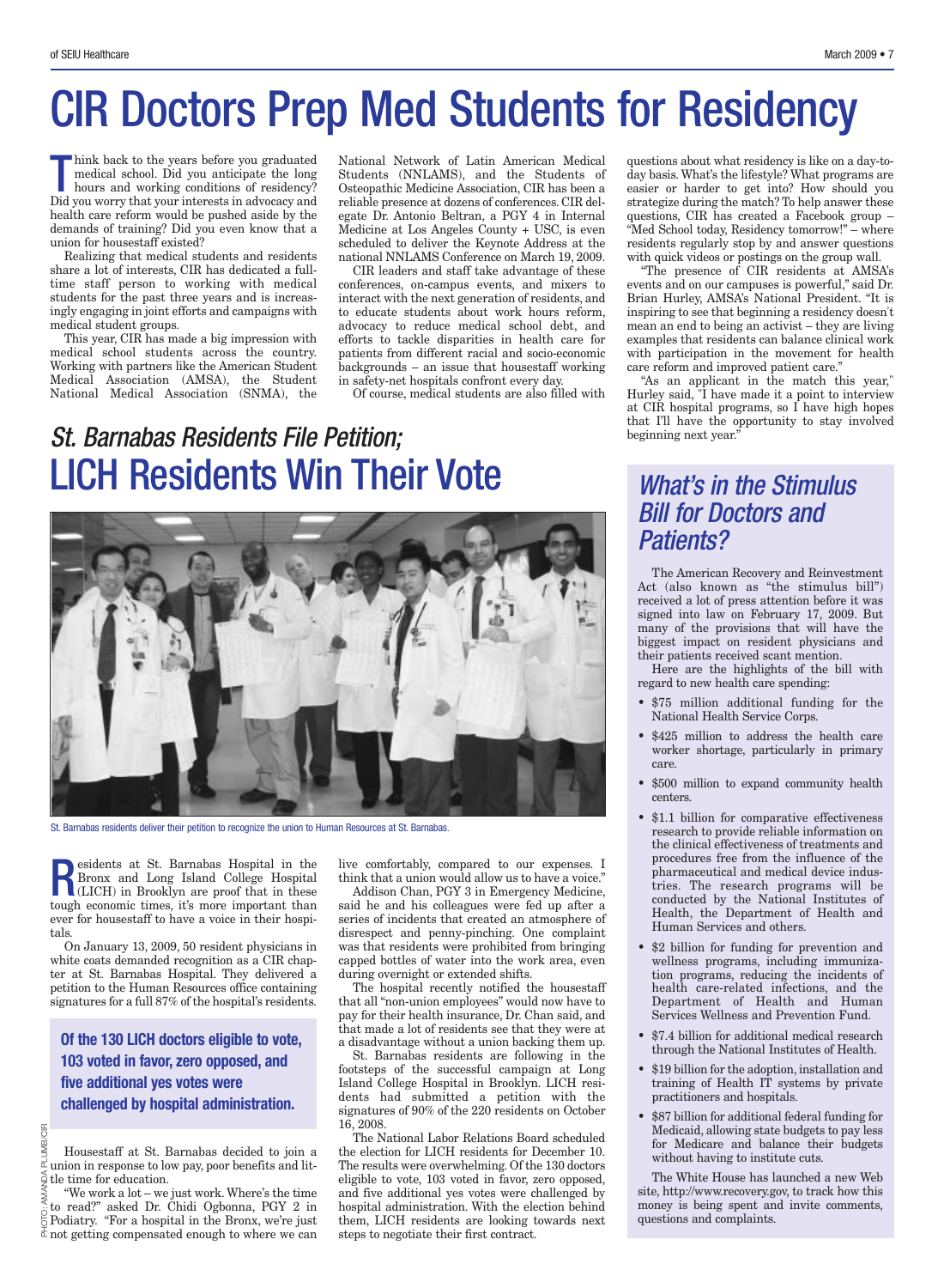# CIR Doctors Prep Med Students for Residency

Think back to the years before you graduated medical school. Did you anticipate the long hours and working conditions of residency? Did you worry that your interests in advocacy and health care reform would be pushed aside by the demands of training? Did you even know that a union for housestaff existed?

Realizing that medical students and residents share a lot of interests, CIR has dedicated a full-time staff person to working with medical students for the past three years and is increasingly engaging in joint efforts and campaigns with medical student groups.

This year, CIR has made a big impression with medical school students across the country. Working with partners like the American Student Medical Association (AMSA), the Student National Medical Association (SNMA), the National Network of Latin American Medical Students (NNLAMS), and the Students of Osteopathic Medicine Association, CIR has been a reliable presence at dozens of conferences. CIR delegate Dr. Antonio Beltran, a PGY 4 in Internal Medicine at Los Angeles County + USC, is even scheduled to deliver the Keynote Address at the national NNLAMS Conference on March 19, 2009.

CIR leaders and staff take advantage of these conferences, on-campus events, and mixers to interact with the next generation of residents, and to educate students about work hours reform, advocacy to reduce medical school debt, and efforts to tackle disparities in health care for patients from different racial and socio-economic backgrounds – an issue that housestaff working in safety-net hospitals confront every day.

Of course, medical students are also filled with questions about what residency is like on a day-to-day basis. What's the lifestyle? What programs are easier or harder to get into? How should you strategize during the match? To help answer these questions, CIR has created a Facebook group – "Med School today, Residency tomorrow!" – where residents regularly stop by and answer questions with quick videos or postings on the group wall.

"The presence of CIR residents at AMSA's events and on our campuses is powerful," said Dr. Brian Hurley, AMSA's National President. "It is inspiring to see that beginning a residency doesn't mean an end to being an activist – they are living examples that residents can balance clinical work with participation in the movement for health care reform and improved patient care."

"As an applicant in the match this year," Hurley said, "I have made it a point to interview at CIR hospital programs, so I have high hopes that I'll have the opportunity to stay involved beginning next year."

## *St. Barnabas Residents File Petition;* LICH Residents Win Their Vote

St. Barnabas residents deliver their petition to recognize the union to Human Resources at St. Barnabas.

PHOTO: AMANDA PLUMB/CIR

Residents at St. Barnabas Hospital in the Bronx and Long Island College Hospital (LICH) in Brooklyn are proof that in these tough economic times, it's more important than ever for housestaff to have a voice in their hospitals.

On January 13, 2009, 50 resident physicians in white coats demanded recognition as a CIR chapter at St. Barnabas Hospital. They delivered a petition to the Human Resources office containing signatures for a full 87% of the hospital's residents.

**Of the 130 LICH doctors eligible to vote, 103 voted in favor, zero opposed, and five additional yes votes were challenged by hospital administration.**

Housestaff at St. Barnabas decided to join a union in response to low pay, poor benefits and little time for education.

"We work a lot – we just work. Where's the time to read?" asked Dr. Chidi Ogbonna, PGY 2 in Podiatry. "For a hospital in the Bronx, we're just not getting compensated enough to where we can live comfortably, compared to our expenses. I think that a union would allow us to have a voice."

Addison Chan, PGY 3 in Emergency Medicine, said he and his colleagues were fed up after a series of incidents that created an atmosphere of disrespect and penny-pinching. One complaint was that residents were prohibited from bringing capped bottles of water into the work area, even during overnight or extended shifts.

The hospital recently notified the housestaff that all "non-union employees" would now have to pay for their health insurance, Dr. Chan said, and that made a lot of residents see that they were at a disadvantage without a union backing them up.

St. Barnabas residents are following in the footsteps of the successful campaign at Long Island College Hospital in Brooklyn. LICH residents had submitted a petition with the signatures of 90% of the 220 residents on October 16, 2008.

The National Labor Relations Board scheduled the election for LICH residents for December 10. The results were overwhelming. Of the 130 doctors eligible to vote, 103 voted in favor, zero opposed, and five additional yes votes were challenged by hospital administration. With the election behind them, LICH residents are looking towards next steps to negotiate their first contract.

## *What's in the Stimulus Bill for Doctors and Patients?*

The American Recovery and Reinvestment Act (also known as "the stimulus bill") received a lot of press attention before it was signed into law on February 17, 2009. But many of the provisions that will have the biggest impact on resident physicians and their patients received scant mention.

Here are the highlights of the bill with regard to new health care spending:

- $75 million additional funding for the National Health Service Corps.
- $425 million to address the health care worker shortage, particularly in primary care.
- $500 million to expand community health centers.
- $1.1 billion for comparative effectiveness research to provide reliable information on the clinical effectiveness of treatments and procedures free from the influence of the pharmaceutical and medical device industries. The research programs will be conducted by the National Institutes of Health, the Department of Health and Human Services and others.
- $2 billion for funding for prevention and wellness programs, including immunization programs, reducing the incidents of health care-related infections, and the Department of Health and Human Services Wellness and Prevention Fund.
- $7.4 billion for additional medical research through the National Institutes of Health.
- $19 billion for the adoption, installation and training of Health IT systems by private practitioners and hospitals.
- $87 billion for additional federal funding for Medicaid, allowing state budgets to pay less for Medicare and balance their budgets without having to institute cuts.

The White House has launched a new Web site, http://www.recovery.gov, to track how this money is being spent and invite comments, questions and complaints.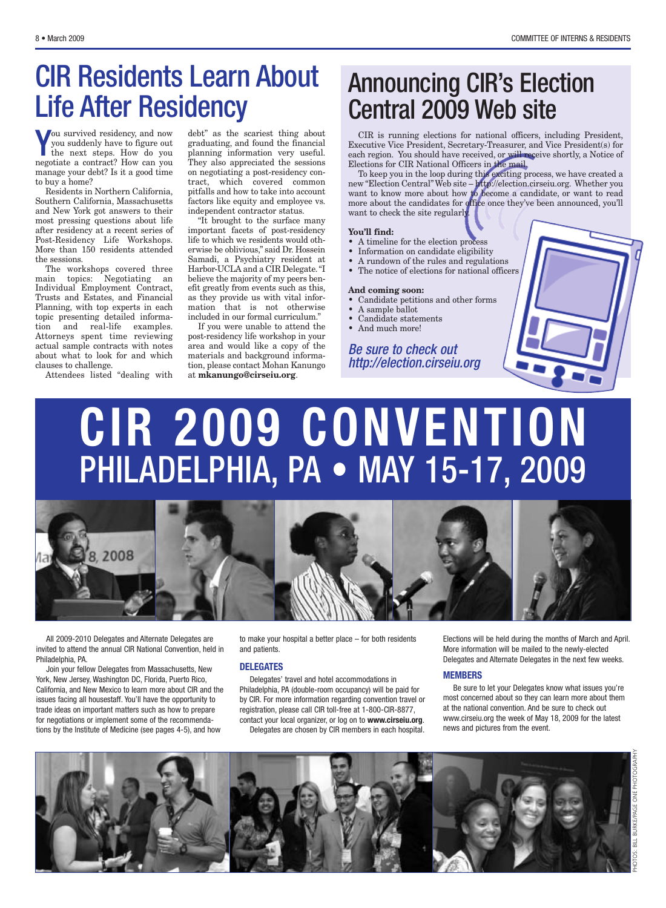# CIR Residents Learn About Life After Residency

You survived residency, and now you suddenly have to figure out the next steps. How do you negotiate a contract? How can you manage your debt? Is it a good time to buy a home?

Residents in Northern California, Southern California, Massachusetts and New York got answers to their most pressing questions about life after residency at a recent series of Post-Residency Life Workshops. More than 150 residents attended the sessions.

The workshops covered three main topics: Negotiating an Individual Employment Contract, Trusts and Estates, and Financial Planning, with top experts in each topic presenting detailed information and real-life examples. Attorneys spent time reviewing actual sample contracts with notes about what to look for and which clauses to challenge.

Attendees listed "dealing with debt" as the scariest thing about graduating, and found the financial planning information very useful. They also appreciated the sessions on negotiating a post-residency contract, which covered common pitfalls and how to take into account factors like equity and employee vs. independent contractor status.

"It brought to the surface many important facets of post-residency life to which we residents would otherwise be oblivious," said Dr. Hossein Samadi, a Psychiatry resident at Harbor-UCLA and a CIR Delegate. "I believe the majority of my peers benefit greatly from events such as this, as they provide us with vital information that is not otherwise included in our formal curriculum."

If you were unable to attend the post-residency life workshop in your area and would like a copy of the materials and background information, please contact Mohan Kanungo at **mkanungo@cirseiu.org**.

# Announcing CIR's Election Central 2009 Web site

CIR is running elections for national officers, including President, Executive Vice President, Secretary-Treasurer, and Vice President(s) for each region. You should have received, or will receive shortly, a Notice of Elections for CIR National Officers in the mail.

To keep you in the loop during this exciting process, we have created a new "Election Central" Web site – http://election.cirseiu.org. Whether you want to know more about how to become a candidate, or want to read more about the candidates for office once they've been announced, you'll want to check the site regularly.

**You'll find:**

- A timeline for the election process
- Information on candidate eligibility
- A rundown of the rules and regulations
- The notice of elections for national officers

**And coming soon:**

- Candidate petitions and other forms
- A sample ballot
- Candidate statements
- And much more!

*Be sure to check out http://election.cirseiu.org*

# CIR 2009 CONVENTION
## PHILADELPHIA, PA • MAY 15-17, 2009

All 2009-2010 Delegates and Alternate Delegates are invited to attend the annual CIR National Convention, held in Philadelphia, PA.

Join your fellow Delegates from Massachusetts, New York, New Jersey, Washington DC, Florida, Puerto Rico, California, and New Mexico to learn more about CIR and the issues facing all housestaff. You'll have the opportunity to trade ideas on important matters such as how to prepare for negotiations or implement some of the recommendations by the Institute of Medicine (see pages 4-5), and how to make your hospital a better place – for both residents and patients.

### DELEGATES

Delegates' travel and hotel accommodations in Philadelphia, PA (double-room occupancy) will be paid for by CIR. For more information regarding convention travel or registration, please call CIR toll-free at 1-800-CIR-8877, contact your local organizer, or log on to **www.cirseiu.org**.

Delegates are chosen by CIR members in each hospital. Elections will be held during the months of March and April. More information will be mailed to the newly-elected Delegates and Alternate Delegates in the next few weeks.

### MEMBERS

Be sure to let your Delegates know what issues you're most concerned about so they can learn more about them at the national convention. And be sure to check out www.cirseiu.org the week of May 18, 2009 for the latest news and pictures from the event.

PHOTOS: BILL BURKE/PAGE ONE PHOTOGRAPHY